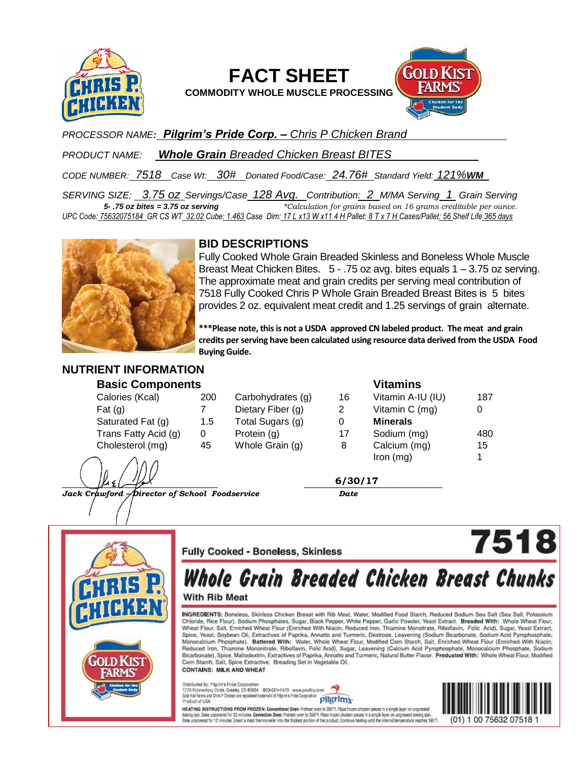# FACT SHEET

**COMMODITY WHOLE MUSCLE PROCESSING**

*PROCESSOR NAME:* ***Pilgrim's Pride Corp. –*** *Chris P Chicken Brand*

*PRODUCT NAME:* ***Whole Grain*** *Breaded Chicken Breast BITES*

*CODE NUMBER:* *7518* *Case Wt:* *30#* *Donated Food/Case:* *24.76#* *Standard Yield:* *121%**WM***

*SERVING SIZE:* *3.75 oz* *Servings/Case* *128 Avg.* *Contribution:* *2* *M/MA Serving* *1* *Grain Serving*

***5- .75 oz bites = 3.75 oz serving*** *\*Calculation for grains based on 16 grams creditable per ounce.*

*UPC Code: 75632075184 GR CS WT 32.02 Cube: 1.463 Case Dim: 17 L x13 W x11.4 H Pallet: 8 T x 7 H Cases/Pallet: 56 Shelf Life 365 days*

## BID DESCRIPTIONS

Fully Cooked Whole Grain Breaded Skinless and Boneless Whole Muscle Breast Meat Chicken Bites. 5 - .75 oz avg. bites equals 1 – 3.75 oz serving. The approximate meat and grain credits per serving meal contribution of 7518 Fully Cooked Chris P Whole Grain Breaded Breast Bites is 5 bites provides 2 oz. equivalent meat credit and 1.25 servings of grain alternate.

**\*\*\*Please note, this is not a USDA approved CN labeled product. The meat and grain credits per serving have been calculated using resource data derived from the USDA Food Buying Guide.**

## NUTRIENT INFORMATION

| Basic Components | | | | Vitamins | |
|---|---|---|---|---|---|
| Calories (Kcal) | 200 | Carbohydrates (g) | 16 | Vitamin A-IU (IU) | 187 |
| Fat (g) | 7 | Dietary Fiber (g) | 2 | Vitamin C (mg) | 0 |
| Saturated Fat (g) | 1.5 | Total Sugars (g) | 0 | **Minerals** | |
| Trans Fatty Acid (g) | 0 | Protein (g) | 17 | Sodium (mg) | 480 |
| Cholesterol (mg) | 45 | Whole Grain (g) | 8 | Calcium (mg) | 15 |
| | | | | Iron (mg) | 1 |

*Jack Crawford – Director of School Foodservice*

**6/30/17**
*Date*

---

Fully Cooked - Boneless, Skinless

**7518**

## *Whole Grain Breaded Chicken Breast Chunks*

With Rib Meat

**INGREDIENTS:** Boneless, Skinless Chicken Breast with Rib Meat, Water, Modified Food Starch, Reduced Sodium Sea Salt (Sea Salt, Potassium Chloride, Rice Flour), Sodium Phosphates, Sugar, Black Pepper, White Pepper, Garlic Powder, Yeast Extract. **Breaded With:** Whole Wheat Flour, Wheat Flour, Salt, Enriched Wheat Flour (Enriched With Niacin, Reduced Iron, Thiamine Monoitrate, Riboflavin, Folic Acid), Sugar, Yeast Extract, Spice, Yeast, Soybean Oil, Extractives of Paprika, Annatto and Turmeric, Dextrose, Leavening (Sodium Bicarbonate, Sodium Acid Pyrophosphate, Monocalcium Phosphate). **Battered With:** Water, Whole Wheat Flour, Modified Corn Starch, Salt, Enriched Wheat Flour (Enriched With Niacin, Reduced Iron, Thiamine Mononitrate, Riboflavin, Folic Acid), Sugar, Leavening (Calcium Acid Pyrophosphate, Monocalcium Phosphate, Sodium Bicarbonate), Spice, Maltodextrin, Extractives of Paprika, Annatto and Turmeric, Natural Butter Flavor. **Predusted With:** Whole Wheat Flour, Modified Corn Starch, Salt, Spice Extractive. Breading Set in Vegetable Oil.

**CONTAINS: MILK AND WHEAT**

Distributed By: Pilgrim's Pride Corporation
1770 Promontory Circle, Greeley, CO 80634 800-321-1470 www.poultry.com
Gold Kist Farms and Chris P Chicken are registered trademark of Pilgrim's Pride Corporation
Product of USA

HEATING INSTRUCTIONS FROM FROZEN: Conventional Oven: Preheat oven to 350°F. Place frozen chicken pieces in a single layer on ungreased baking pan. Bake uncovered for 30 minutes. Convection Oven: Preheat oven to 350°F. Place frozen chicken pieces in a single layer on ungreased baking pan. Bake uncovered for 12 minutes. Insert a meat thermometer into the thickest portion of the product. Continue heating until the internal temperature reaches 165°F.

(01) 1 00 75632 07518 1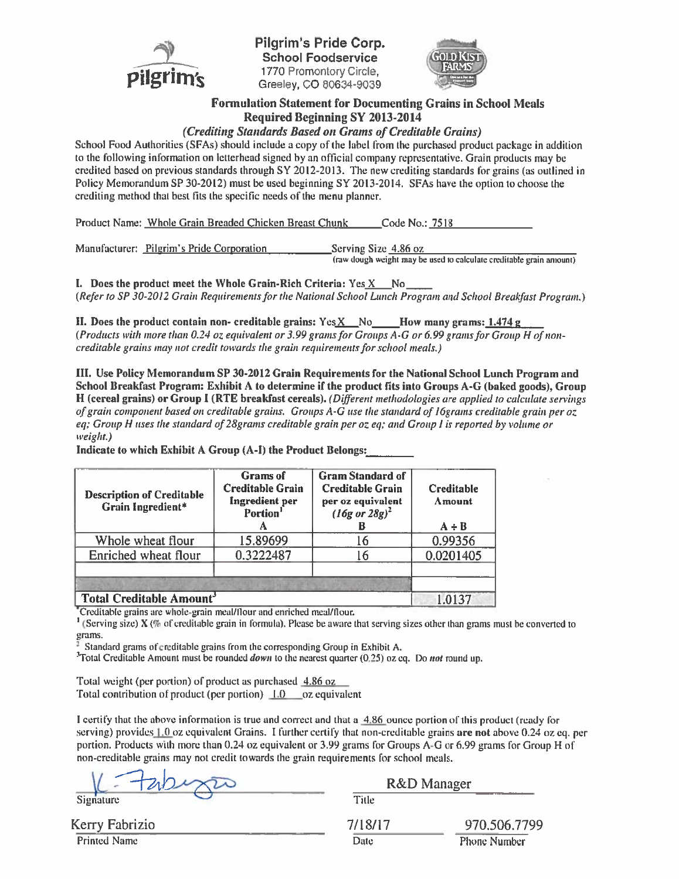**Pilgrim's Pride Corp.**
**School Foodservice**
1770 Promontory Circle,
Greeley, CO 80634-9039

## Formulation Statement for Documenting Grains in School Meals Required Beginning SY 2013-2014

### *(Crediting Standards Based on Grams of Creditable Grains)*

School Food Authorities (SFAs) should include a copy of the label from the purchased product package in addition to the following information on letterhead signed by an official company representative. Grain products may be credited based on previous standards through SY 2012-2013. The new crediting standards for grains (as outlined in Policy Memorandum SP 30-2012) must be used beginning SY 2013-2014. SFAs have the option to choose the crediting method that best fits the specific needs of the menu planner.

Product Name: Whole Grain Breaded Chicken Breast Chunk Code No.: 7518

Manufacturer: Pilgrim's Pride Corporation Serving Size 4.86 oz
(raw dough weight may be used to calculate creditable grain amount)

**I. Does the product meet the Whole Grain-Rich Criteria:** Yes X No ____
*(Refer to SP 30-2012 Grain Requirements for the National School Lunch Program and School Breakfast Program.)*

**II. Does the product contain non- creditable grains:** Yes X No ____ **How many grams:** 1.474 g
*(Products with more than 0.24 oz equivalent or 3.99 grams for Groups A-G or 6.99 grams for Group H of non-creditable grains may not credit towards the grain requirements for school meals.)*

**III. Use Policy Memorandum SP 30-2012 Grain Requirements for the National School Lunch Program and School Breakfast Program: Exhibit A to determine if the product fits into Groups A-G (baked goods), Group H (cereal grains) or Group I (RTE breakfast cereals).** *(Different methodologies are applied to calculate servings of grain component based on creditable grains. Groups A-G use the standard of 16grams creditable grain per oz eq; Group H uses the standard of 28grams creditable grain per oz eq; and Group I is reported by volume or weight.)*

**Indicate to which Exhibit A Group (A-I) the Product Belongs:** ________

| Description of Creditable Grain Ingredient* | Grams of Creditable Grain Ingredient per Portion[1] A | Gram Standard of Creditable Grain per oz equivalent *(16g or 28g)*[2] B | Creditable Amount A ÷ B |
|---|---|---|---|
| Whole wheat flour | 15.89699 | 16 | 0.99356 |
| Enriched wheat flour | 0.3222487 | 16 | 0.0201405 |
| | | | |
| | | | |
| **Total Creditable Amount**[3] | | | 1.0137 |

*Creditable grains are whole-grain meal/flour and enriched meal/flour.
[1] (Serving size) X (% of creditable grain in formula). Please be aware that serving sizes other than grams must be converted to grams.
[2] Standard grams of creditable grains from the corresponding Group in Exhibit A.
[3] Total Creditable Amount must be rounded *down* to the nearest quarter (0.25) oz eq. Do *not* round up.

Total weight (per portion) of product as purchased 4.86 oz
Total contribution of product (per portion) 1.0 oz equivalent

I certify that the above information is true and correct and that a 4.86 ounce portion of this product (ready for serving) provides 1.0 oz equivalent Grains. I further certify that non-creditable grains **are not** above 0.24 oz eq. per portion. Products with more than 0.24 oz equivalent or 3.99 grams for Groups A-G or 6.99 grams for Group H of non-creditable grains may not credit towards the grain requirements for school meals.

Signature: [signature]
Title: R&D Manager

Printed Name: Kerry Fabrizio
Date: 7/18/17
Phone Number: 970.506.7799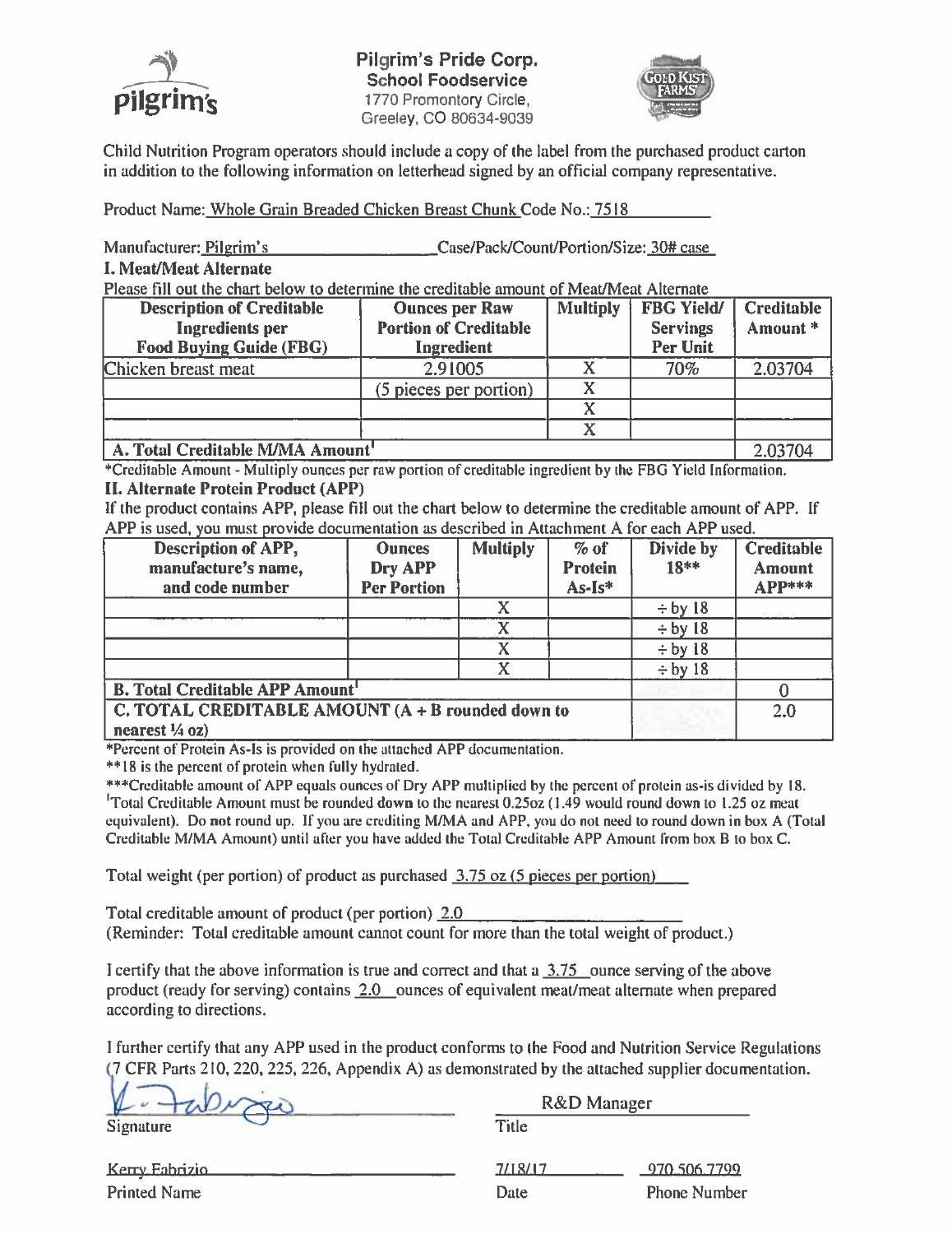**Pilgrim's Pride Corp.**
**School Foodservice**
1770 Promontory Circle,
Greeley, CO 80634-9039

Child Nutrition Program operators should include a copy of the label from the purchased product carton in addition to the following information on letterhead signed by an official company representative.

Product Name: Whole Grain Breaded Chicken Breast Chunk Code No.: 7518

Manufacturer: Pilgrim's Case/Pack/Count/Portion/Size: 30# case

**I. Meat/Meat Alternate**

Please fill out the chart below to determine the creditable amount of Meat/Meat Alternate

| Description of Creditable Ingredients per Food Buying Guide (FBG) | Ounces per Raw Portion of Creditable Ingredient | Multiply | FBG Yield/ Servings Per Unit | Creditable Amount * |
|---|---|---|---|---|
| Chicken breast meat | 2.91005 | X | 70% | 2.03704 |
| | (5 pieces per portion) | X | | |
| | | X | | |
| | | X | | |
| **A. Total Creditable M/MA Amount**[1] | | | | 2.03704 |

*Creditable Amount - Multiply ounces per raw portion of creditable ingredient by the FBG Yield Information.

**II. Alternate Protein Product (APP)**

If the product contains APP, please fill out the chart below to determine the creditable amount of APP. If APP is used, you must provide documentation as described in Attachment A for each APP used.

| Description of APP, manufacture's name, and code number | Ounces Dry APP Per Portion | Multiply | % of Protein As-Is* | Divide by 18** | Creditable Amount APP*** |
|---|---|---|---|---|---|
| | | X | | ÷ by 18 | |
| | | X | | ÷ by 18 | |
| | | X | | ÷ by 18 | |
| | | X | | ÷ by 18 | |
| **B. Total Creditable APP Amount**[1] | | | | | 0 |
| **C. TOTAL CREDITABLE AMOUNT (A + B rounded down to nearest ¼ oz)** | | | | | 2.0 |

*Percent of Protein As-Is is provided on the attached APP documentation.

**18 is the percent of protein when fully hydrated.

***Creditable amount of APP equals ounces of Dry APP multiplied by the percent of protein as-is divided by 18.

[1]Total Creditable Amount must be rounded **down** to the nearest 0.25oz (1.49 would round down to 1.25 oz meat equivalent). Do **not** round up. If you are crediting M/MA and APP, you do not need to round down in box A (Total Creditable M/MA Amount) until after you have added the Total Creditable APP Amount from box B to box C.

Total weight (per portion) of product as purchased 3.75 oz (5 pieces per portion)

Total creditable amount of product (per portion) 2.0

(Reminder: Total creditable amount cannot count for more than the total weight of product.)

I certify that the above information is true and correct and that a 3.75 ounce serving of the above product (ready for serving) contains 2.0 ounces of equivalent meat/meat alternate when prepared according to directions.

I further certify that any APP used in the product conforms to the Food and Nutrition Service Regulations (7 CFR Parts 210, 220, 225, 226, Appendix A) as demonstrated by the attached supplier documentation.

Signature: [signature]
Title: R&D Manager

Printed Name: Kerry Fabrizio
Date: 7/18/17
Phone Number: 970.506.7799